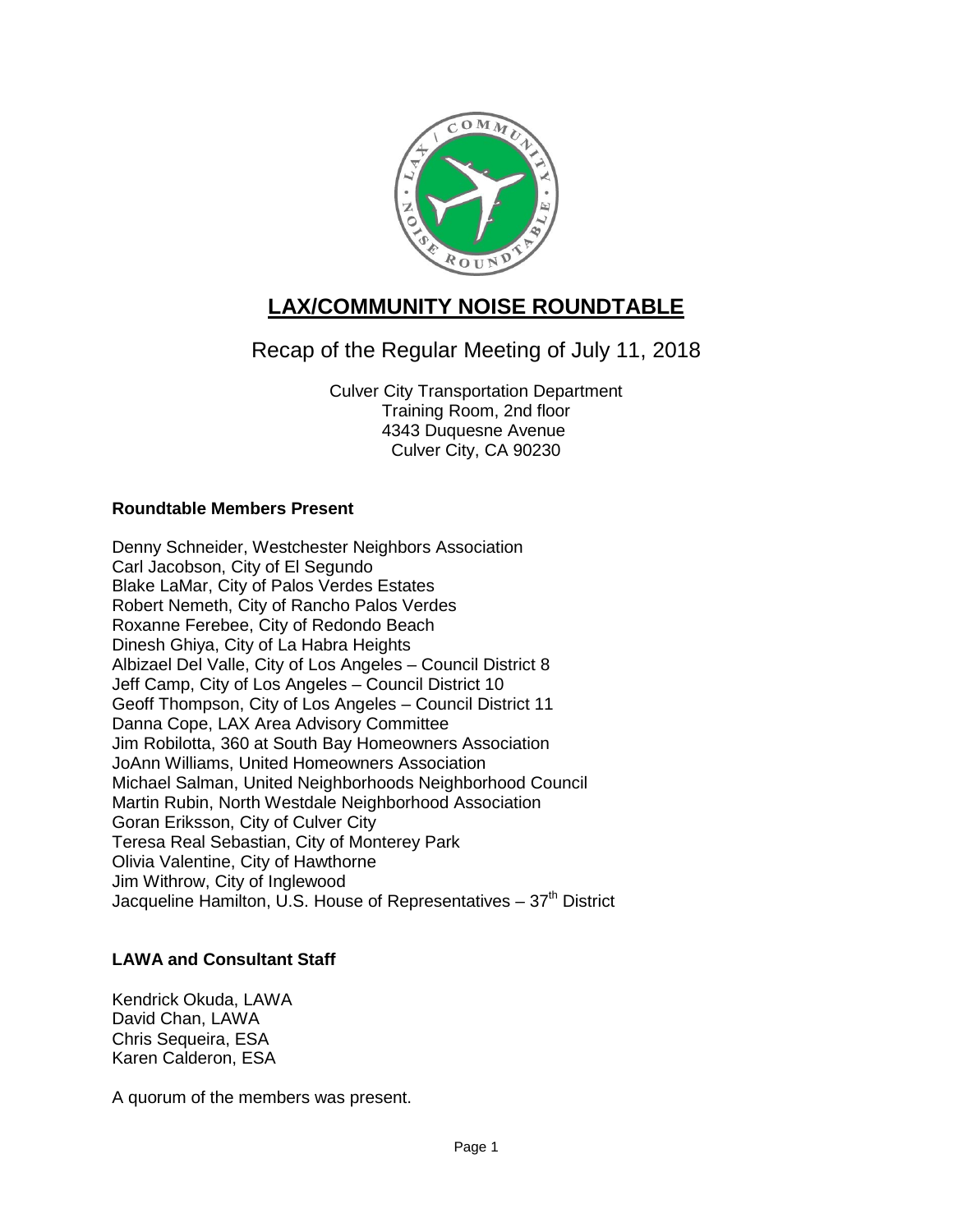# LAX/COMMUNITY NOISE ROUNDTABLE

## Recap of the Regular Meeting of July 11, 2018

Culver City Transportation Department
Training Room, 2nd floor
4343 Duquesne Avenue
Culver City, CA 90230

**Roundtable Members Present**

Denny Schneider, Westchester Neighbors Association
Carl Jacobson, City of El Segundo
Blake LaMar, City of Palos Verdes Estates
Robert Nemeth, City of Rancho Palos Verdes
Roxanne Ferebee, City of Redondo Beach
Dinesh Ghiya, City of La Habra Heights
Albizael Del Valle, City of Los Angeles – Council District 8
Jeff Camp, City of Los Angeles – Council District 10
Geoff Thompson, City of Los Angeles – Council District 11
Danna Cope, LAX Area Advisory Committee
Jim Robilotta, 360 at South Bay Homeowners Association
JoAnn Williams, United Homeowners Association
Michael Salman, United Neighborhoods Neighborhood Council
Martin Rubin, North Westdale Neighborhood Association
Goran Eriksson, City of Culver City
Teresa Real Sebastian, City of Monterey Park
Olivia Valentine, City of Hawthorne
Jim Withrow, City of Inglewood
Jacqueline Hamilton, U.S. House of Representatives – 37th District

**LAWA and Consultant Staff**

Kendrick Okuda, LAWA
David Chan, LAWA
Chris Sequeira, ESA
Karen Calderon, ESA

A quorum of the members was present.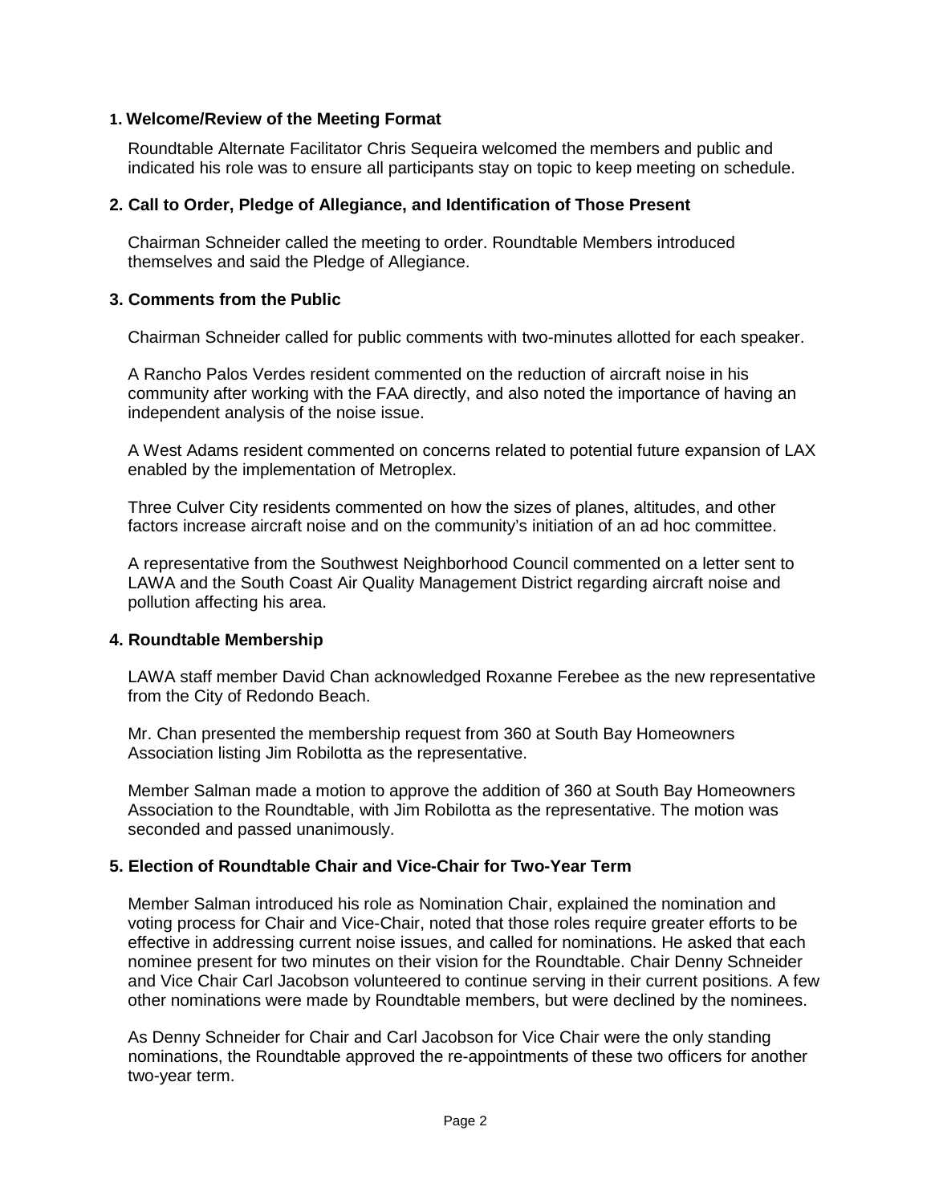### 1. Welcome/Review of the Meeting Format

Roundtable Alternate Facilitator Chris Sequeira welcomed the members and public and indicated his role was to ensure all participants stay on topic to keep meeting on schedule.

### 2. Call to Order, Pledge of Allegiance, and Identification of Those Present

Chairman Schneider called the meeting to order. Roundtable Members introduced themselves and said the Pledge of Allegiance.

### 3. Comments from the Public

Chairman Schneider called for public comments with two-minutes allotted for each speaker.

A Rancho Palos Verdes resident commented on the reduction of aircraft noise in his community after working with the FAA directly, and also noted the importance of having an independent analysis of the noise issue.

A West Adams resident commented on concerns related to potential future expansion of LAX enabled by the implementation of Metroplex.

Three Culver City residents commented on how the sizes of planes, altitudes, and other factors increase aircraft noise and on the community's initiation of an ad hoc committee.

A representative from the Southwest Neighborhood Council commented on a letter sent to LAWA and the South Coast Air Quality Management District regarding aircraft noise and pollution affecting his area.

### 4. Roundtable Membership

LAWA staff member David Chan acknowledged Roxanne Ferebee as the new representative from the City of Redondo Beach.

Mr. Chan presented the membership request from 360 at South Bay Homeowners Association listing Jim Robilotta as the representative.

Member Salman made a motion to approve the addition of 360 at South Bay Homeowners Association to the Roundtable, with Jim Robilotta as the representative. The motion was seconded and passed unanimously.

### 5. Election of Roundtable Chair and Vice-Chair for Two-Year Term

Member Salman introduced his role as Nomination Chair, explained the nomination and voting process for Chair and Vice-Chair, noted that those roles require greater efforts to be effective in addressing current noise issues, and called for nominations. He asked that each nominee present for two minutes on their vision for the Roundtable. Chair Denny Schneider and Vice Chair Carl Jacobson volunteered to continue serving in their current positions. A few other nominations were made by Roundtable members, but were declined by the nominees.

As Denny Schneider for Chair and Carl Jacobson for Vice Chair were the only standing nominations, the Roundtable approved the re-appointments of these two officers for another two-year term.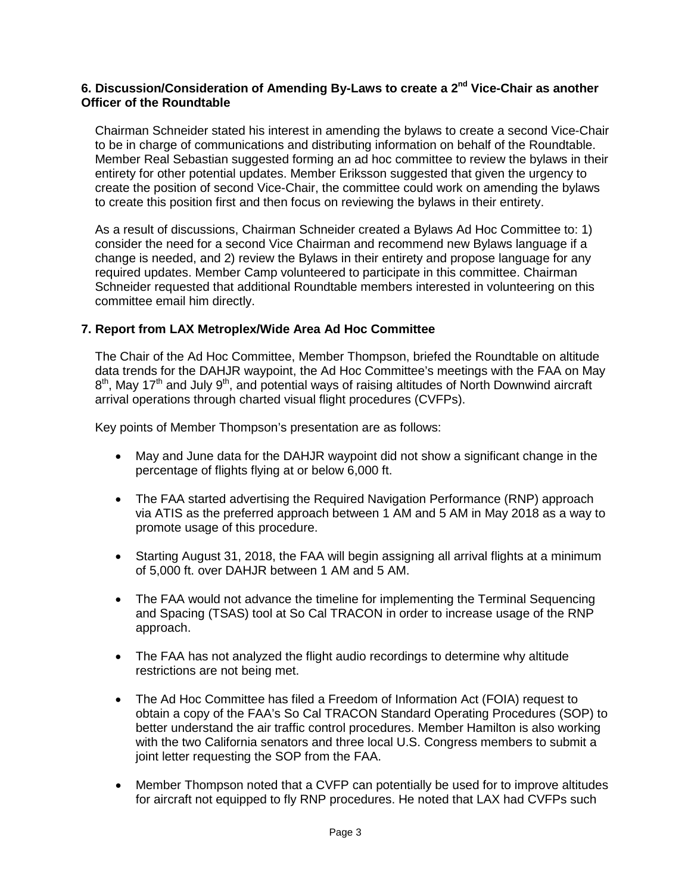### 6. Discussion/Consideration of Amending By-Laws to create a 2nd Vice-Chair as another Officer of the Roundtable

Chairman Schneider stated his interest in amending the bylaws to create a second Vice-Chair to be in charge of communications and distributing information on behalf of the Roundtable. Member Real Sebastian suggested forming an ad hoc committee to review the bylaws in their entirety for other potential updates. Member Eriksson suggested that given the urgency to create the position of second Vice-Chair, the committee could work on amending the bylaws to create this position first and then focus on reviewing the bylaws in their entirety.

As a result of discussions, Chairman Schneider created a Bylaws Ad Hoc Committee to: 1) consider the need for a second Vice Chairman and recommend new Bylaws language if a change is needed, and 2) review the Bylaws in their entirety and propose language for any required updates. Member Camp volunteered to participate in this committee. Chairman Schneider requested that additional Roundtable members interested in volunteering on this committee email him directly.

### 7. Report from LAX Metroplex/Wide Area Ad Hoc Committee

The Chair of the Ad Hoc Committee, Member Thompson, briefed the Roundtable on altitude data trends for the DAHJR waypoint, the Ad Hoc Committee's meetings with the FAA on May 8th, May 17th and July 9th, and potential ways of raising altitudes of North Downwind aircraft arrival operations through charted visual flight procedures (CVFPs).

Key points of Member Thompson's presentation are as follows:

- May and June data for the DAHJR waypoint did not show a significant change in the percentage of flights flying at or below 6,000 ft.
- The FAA started advertising the Required Navigation Performance (RNP) approach via ATIS as the preferred approach between 1 AM and 5 AM in May 2018 as a way to promote usage of this procedure.
- Starting August 31, 2018, the FAA will begin assigning all arrival flights at a minimum of 5,000 ft. over DAHJR between 1 AM and 5 AM.
- The FAA would not advance the timeline for implementing the Terminal Sequencing and Spacing (TSAS) tool at So Cal TRACON in order to increase usage of the RNP approach.
- The FAA has not analyzed the flight audio recordings to determine why altitude restrictions are not being met.
- The Ad Hoc Committee has filed a Freedom of Information Act (FOIA) request to obtain a copy of the FAA's So Cal TRACON Standard Operating Procedures (SOP) to better understand the air traffic control procedures. Member Hamilton is also working with the two California senators and three local U.S. Congress members to submit a joint letter requesting the SOP from the FAA.
- Member Thompson noted that a CVFP can potentially be used for to improve altitudes for aircraft not equipped to fly RNP procedures. He noted that LAX had CVFPs such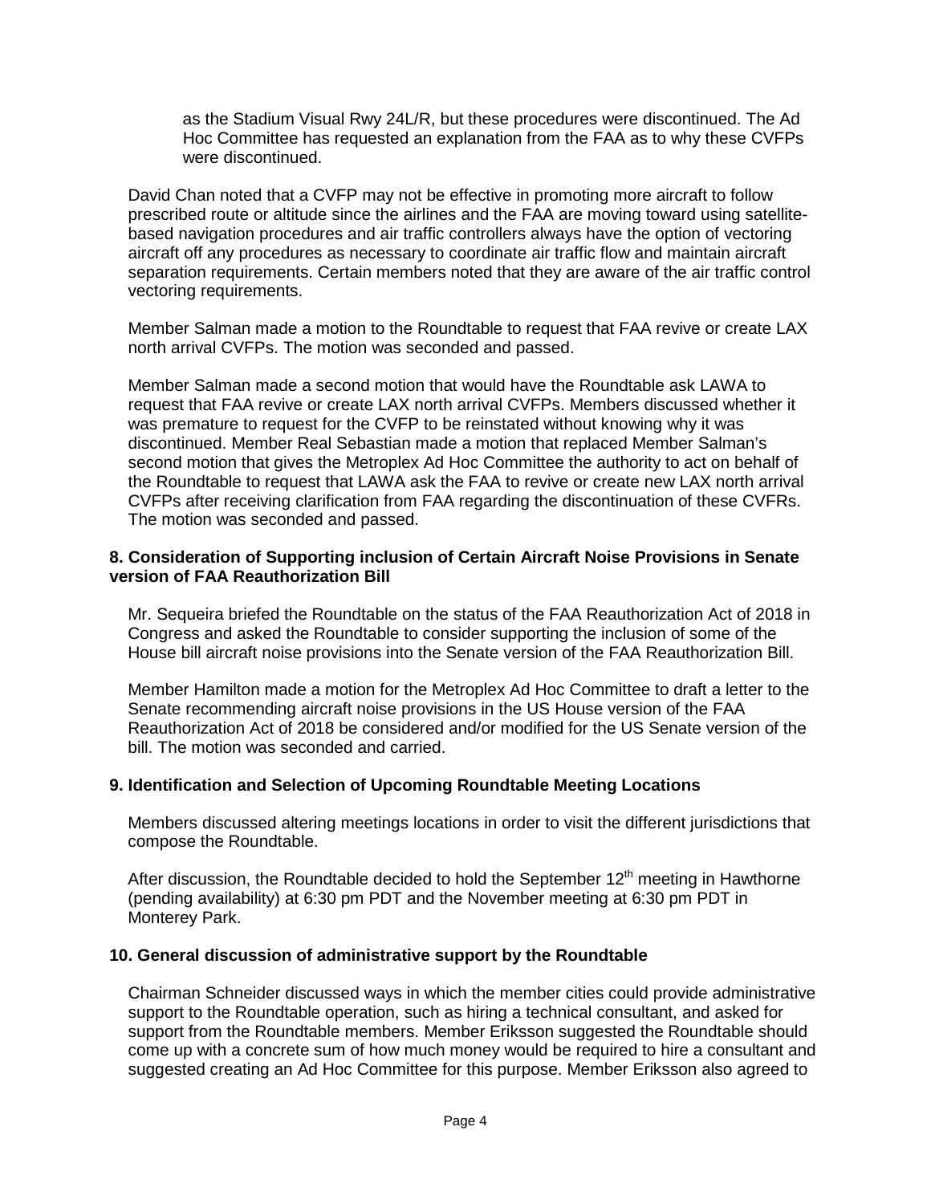as the Stadium Visual Rwy 24L/R, but these procedures were discontinued. The Ad Hoc Committee has requested an explanation from the FAA as to why these CVFPs were discontinued.

David Chan noted that a CVFP may not be effective in promoting more aircraft to follow prescribed route or altitude since the airlines and the FAA are moving toward using satellite-based navigation procedures and air traffic controllers always have the option of vectoring aircraft off any procedures as necessary to coordinate air traffic flow and maintain aircraft separation requirements. Certain members noted that they are aware of the air traffic control vectoring requirements.

Member Salman made a motion to the Roundtable to request that FAA revive or create LAX north arrival CVFPs. The motion was seconded and passed.

Member Salman made a second motion that would have the Roundtable ask LAWA to request that FAA revive or create LAX north arrival CVFPs. Members discussed whether it was premature to request for the CVFP to be reinstated without knowing why it was discontinued. Member Real Sebastian made a motion that replaced Member Salman's second motion that gives the Metroplex Ad Hoc Committee the authority to act on behalf of the Roundtable to request that LAWA ask the FAA to revive or create new LAX north arrival CVFPs after receiving clarification from FAA regarding the discontinuation of these CVFRs. The motion was seconded and passed.

**8. Consideration of Supporting inclusion of Certain Aircraft Noise Provisions in Senate version of FAA Reauthorization Bill**

Mr. Sequeira briefed the Roundtable on the status of the FAA Reauthorization Act of 2018 in Congress and asked the Roundtable to consider supporting the inclusion of some of the House bill aircraft noise provisions into the Senate version of the FAA Reauthorization Bill.

Member Hamilton made a motion for the Metroplex Ad Hoc Committee to draft a letter to the Senate recommending aircraft noise provisions in the US House version of the FAA Reauthorization Act of 2018 be considered and/or modified for the US Senate version of the bill. The motion was seconded and carried.

**9. Identification and Selection of Upcoming Roundtable Meeting Locations**

Members discussed altering meetings locations in order to visit the different jurisdictions that compose the Roundtable.

After discussion, the Roundtable decided to hold the September 12th meeting in Hawthorne (pending availability) at 6:30 pm PDT and the November meeting at 6:30 pm PDT in Monterey Park.

**10. General discussion of administrative support by the Roundtable**

Chairman Schneider discussed ways in which the member cities could provide administrative support to the Roundtable operation, such as hiring a technical consultant, and asked for support from the Roundtable members. Member Eriksson suggested the Roundtable should come up with a concrete sum of how much money would be required to hire a consultant and suggested creating an Ad Hoc Committee for this purpose. Member Eriksson also agreed to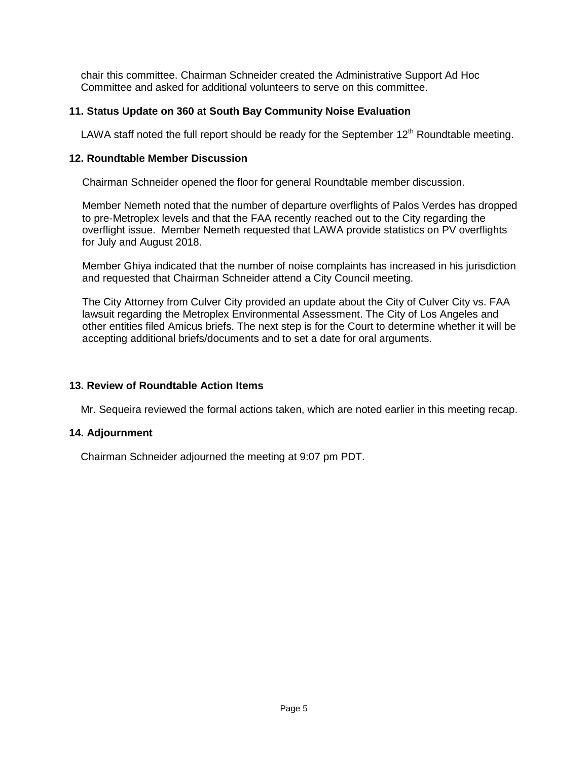chair this committee. Chairman Schneider created the Administrative Support Ad Hoc Committee and asked for additional volunteers to serve on this committee.

### 11. Status Update on 360 at South Bay Community Noise Evaluation

LAWA staff noted the full report should be ready for the September 12th Roundtable meeting.

### 12. Roundtable Member Discussion

Chairman Schneider opened the floor for general Roundtable member discussion.

Member Nemeth noted that the number of departure overflights of Palos Verdes has dropped to pre-Metroplex levels and that the FAA recently reached out to the City regarding the overflight issue. Member Nemeth requested that LAWA provide statistics on PV overflights for July and August 2018.

Member Ghiya indicated that the number of noise complaints has increased in his jurisdiction and requested that Chairman Schneider attend a City Council meeting.

The City Attorney from Culver City provided an update about the City of Culver City vs. FAA lawsuit regarding the Metroplex Environmental Assessment. The City of Los Angeles and other entities filed Amicus briefs. The next step is for the Court to determine whether it will be accepting additional briefs/documents and to set a date for oral arguments.

### 13. Review of Roundtable Action Items

Mr. Sequeira reviewed the formal actions taken, which are noted earlier in this meeting recap.

### 14. Adjournment

Chairman Schneider adjourned the meeting at 9:07 pm PDT.